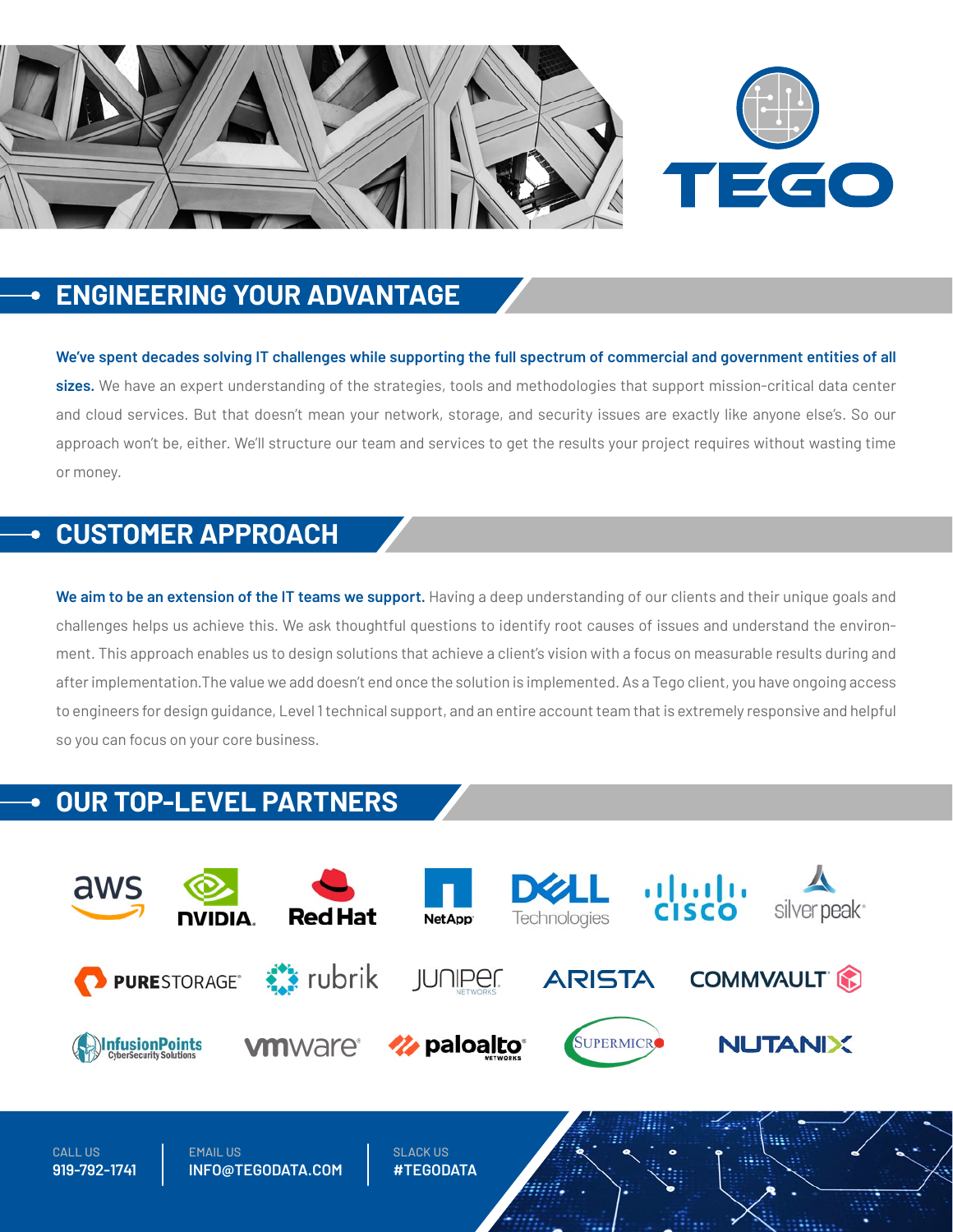# TEGO

## ENGINEERING YOUR ADVANTAGE

**We've spent decades solving IT challenges while supporting the full spectrum of commercial and government entities of all sizes.** We have an expert understanding of the strategies, tools and methodologies that support mission-critical data center and cloud services. But that doesn't mean your network, storage, and security issues are exactly like anyone else's. So our approach won't be, either. We'll structure our team and services to get the results your project requires without wasting time or money.

## CUSTOMER APPROACH

**We aim to be an extension of the IT teams we support.** Having a deep understanding of our clients and their unique goals and challenges helps us achieve this. We ask thoughtful questions to identify root causes of issues and understand the environment. This approach enables us to design solutions that achieve a client's vision with a focus on measurable results during and after implementation.The value we add doesn't end once the solution is implemented. As a Tego client, you have ongoing access to engineers for design guidance, Level 1 technical support, and an entire account team that is extremely responsive and helpful so you can focus on your core business.

## OUR TOP-LEVEL PARTNERS

aws, NVIDIA, Red Hat, NetApp, DELL Technologies, CISCO, silver peak

PURESTORAGE, rubrik, Juniper Networks, ARISTA, COMMVAULT

InfusionPoints CyberSecurity Solutions, vmware, paloalto networks, SUPERMICRO, NUTANIX

CALL US
**919-792-1741**

EMAIL US
**INFO@TEGODATA.COM**

SLACK US
**#TEGODATA**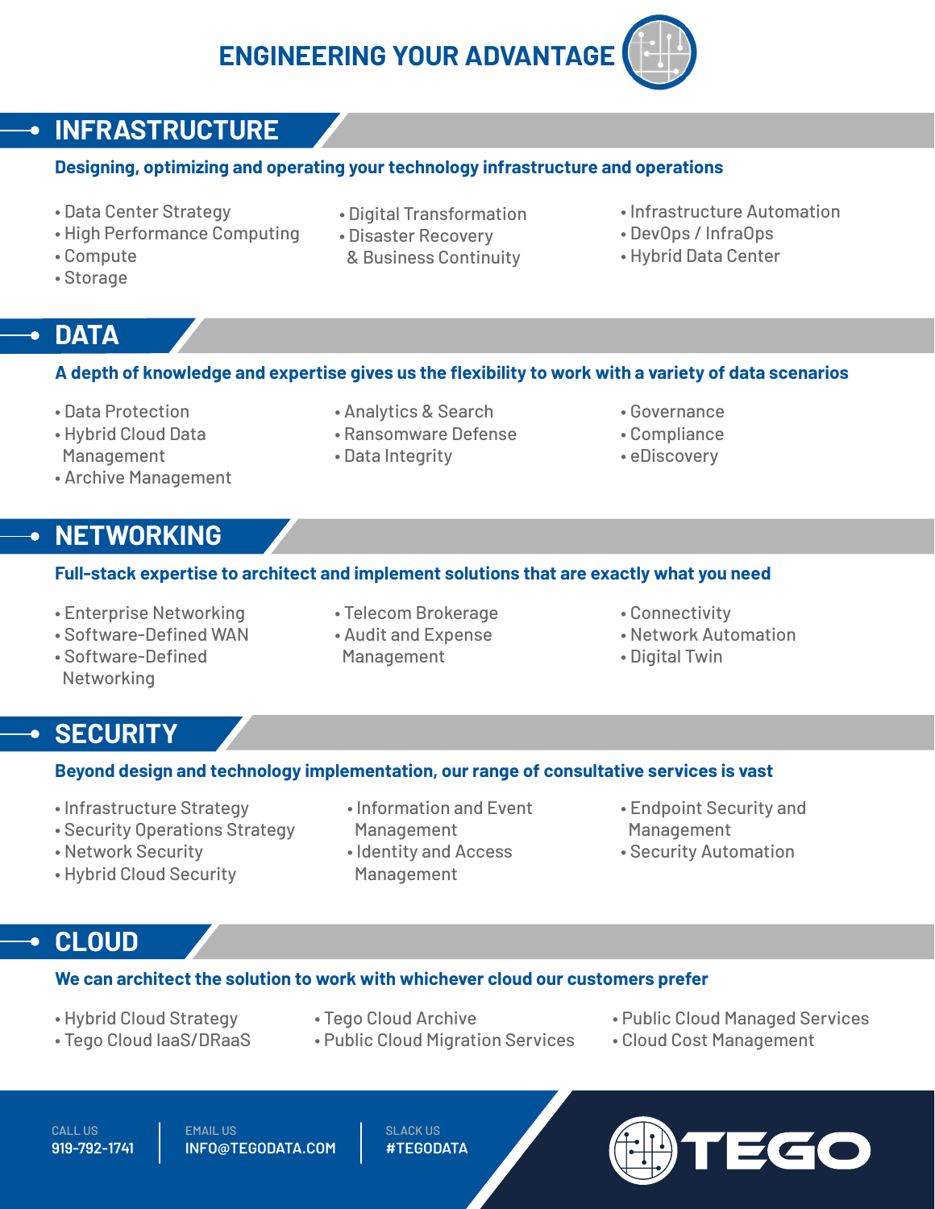# ENGINEERING YOUR ADVANTAGE

## INFRASTRUCTURE

**Designing, optimizing and operating your technology infrastructure and operations**

- Data Center Strategy
- High Performance Computing
- Compute
- Storage
- Digital Transformation
- Disaster Recovery & Business Continuity
- Infrastructure Automation
- DevOps / InfraOps
- Hybrid Data Center

## DATA

**A depth of knowledge and expertise gives us the flexibility to work with a variety of data scenarios**

- Data Protection
- Hybrid Cloud Data Management
- Archive Management
- Analytics & Search
- Ransomware Defense
- Data Integrity
- Governance
- Compliance
- eDiscovery

## NETWORKING

**Full-stack expertise to architect and implement solutions that are exactly what you need**

- Enterprise Networking
- Software-Defined WAN
- Software-Defined Networking
- Telecom Brokerage
- Audit and Expense Management
- Connectivity
- Network Automation
- Digital Twin

## SECURITY

**Beyond design and technology implementation, our range of consultative services is vast**

- Infrastructure Strategy
- Security Operations Strategy
- Network Security
- Hybrid Cloud Security
- Information and Event Management
- Identity and Access Management
- Endpoint Security and Management
- Security Automation

## CLOUD

**We can architect the solution to work with whichever cloud our customers prefer**

- Hybrid Cloud Strategy
- Tego Cloud IaaS/DRaaS
- Tego Cloud Archive
- Public Cloud Migration Services
- Public Cloud Managed Services
- Cloud Cost Management

CALL US
**919-792-1741**

EMAIL US
**INFO@TEGODATA.COM**

SLACK US
**#TEGODATA**

TEGO